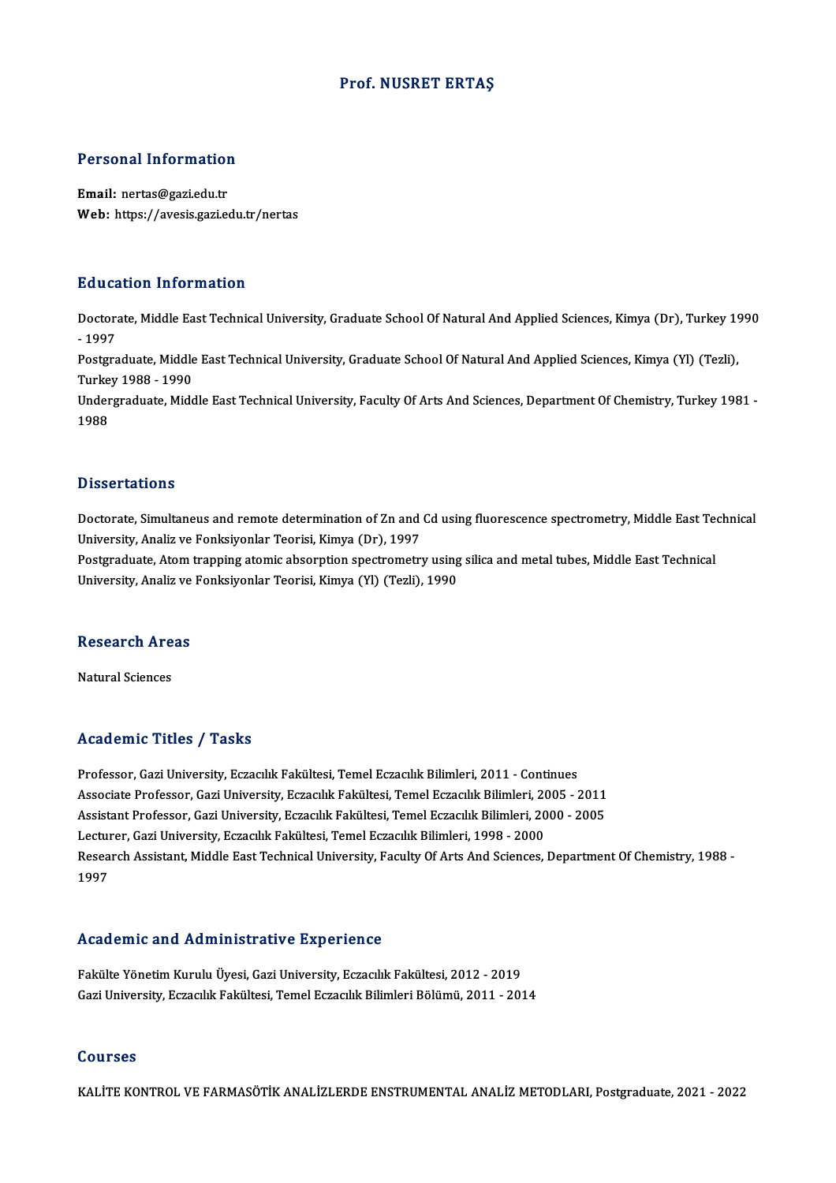# Prof. NUSRET ERTAŞ

## Personal Information

**Email:** nertas@gazi.edu.tr
**Web:** https://avesis.gazi.edu.tr/nertas

## Education Information

Doctorate, Middle East Technical University, Graduate School Of Natural And Applied Sciences, Kimya (Dr), Turkey 1990 - 1997
Postgraduate, Middle East Technical University, Graduate School Of Natural And Applied Sciences, Kimya (Yl) (Tezli), Turkey 1988 - 1990
Undergraduate, Middle East Technical University, Faculty Of Arts And Sciences, Department Of Chemistry, Turkey 1981 - 1988

## Dissertations

Doctorate, Simultaneus and remote determination of Zn and Cd using fluorescence spectrometry, Middle East Technical University, Analiz ve Fonksiyonlar Teorisi, Kimya (Dr), 1997
Postgraduate, Atom trapping atomic absorption spectrometry using silica and metal tubes, Middle East Technical University, Analiz ve Fonksiyonlar Teorisi, Kimya (Yl) (Tezli), 1990

## Research Areas

Natural Sciences

## Academic Titles / Tasks

Professor, Gazi University, Eczacılık Fakültesi, Temel Eczacılık Bilimleri, 2011 - Continues
Associate Professor, Gazi University, Eczacılık Fakültesi, Temel Eczacılık Bilimleri, 2005 - 2011
Assistant Professor, Gazi University, Eczacılık Fakültesi, Temel Eczacılık Bilimleri, 2000 - 2005
Lecturer, Gazi University, Eczacılık Fakültesi, Temel Eczacılık Bilimleri, 1998 - 2000
Research Assistant, Middle East Technical University, Faculty Of Arts And Sciences, Department Of Chemistry, 1988 - 1997

## Academic and Administrative Experience

Fakülte Yönetim Kurulu Üyesi, Gazi University, Eczacılık Fakültesi, 2012 - 2019
Gazi University, Eczacılık Fakültesi, Temel Eczacılık Bilimleri Bölümü, 2011 - 2014

## Courses

KALİTE KONTROL VE FARMASÖTİK ANALİZLERDE ENSTRUMENTAL ANALİZ METODLARI, Postgraduate, 2021 - 2022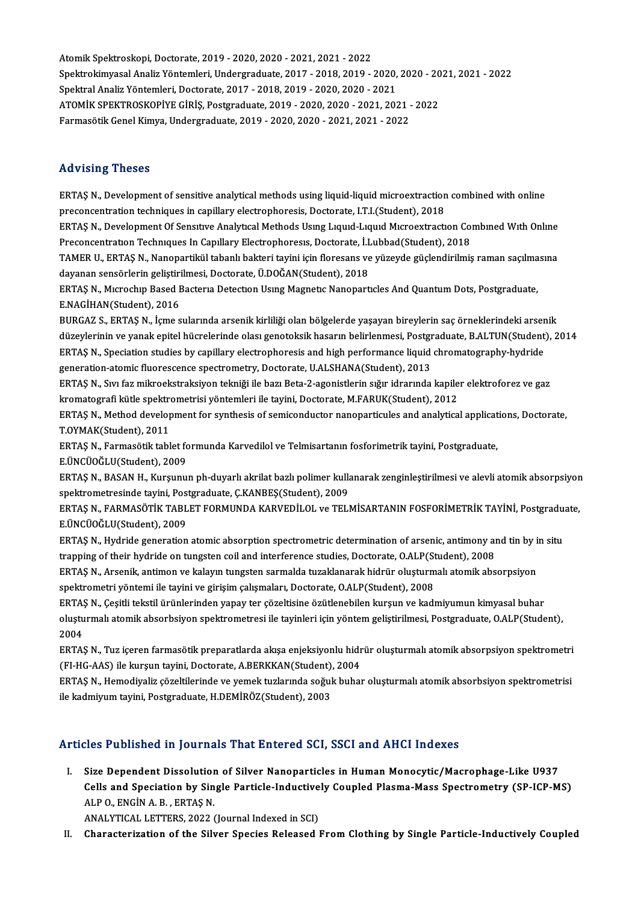Atomik Spektroskopi, Doctorate, 2019 - 2020, 2020 - 2021, 2021 - 2022
Spektrokimyasal Analiz Yöntemleri, Undergraduate, 2017 - 2018, 2019 - 2020, 2020 - 2021, 2021 - 2022
Spektral Analiz Yöntemleri, Doctorate, 2017 - 2018, 2019 - 2020, 2020 - 2021
ATOMİK SPEKTROSKOPİYE GİRİŞ, Postgraduate, 2019 - 2020, 2020 - 2021, 2021 - 2022
Farmasötik Genel Kimya, Undergraduate, 2019 - 2020, 2020 - 2021, 2021 - 2022

## Advising Theses

ERTAŞ N., Development of sensitive analytical methods using liquid-liquid microextraction combined with online preconcentration techniques in capillary electrophoresis, Doctorate, I.T.I.(Student), 2018
ERTAŞ N., Development Of Sensıtıve Analytıcal Methods Usıng Lıquıd-Lıquıd Mıcroextractıon Combıned Wıth Onlıne Preconcentratıon Technıques In Capıllary Electrophoresıs, Doctorate, İ.Lubbad(Student), 2018
TAMER U., ERTAŞ N., Nanopartikül tabanlı bakteri tayini için floresans ve yüzeyde güçlendirilmiş raman saçılmasına dayanan sensörlerin geliştirilmesi, Doctorate, Ü.DOĞAN(Student), 2018
ERTAŞ N., Mıcrochıp Based Bacterıa Detectıon Usıng Magnetıc Nanopartıcles And Quantum Dots, Postgraduate, E.NAGİHAN(Student), 2016
BURGAZ S., ERTAŞ N., İçme sularında arsenik kirliliği olan bölgelerde yaşayan bireylerin saç örneklerindeki arsenik düzeylerinin ve yanak epitel hücrelerinde olası genotoksik hasarın belirlenmesi, Postgraduate, B.ALTUN(Student), 2014
ERTAŞ N., Speciation studies by capillary electrophoresis and high performance liquid chromatography-hydride generation-atomic fluorescence spectrometry, Doctorate, U.ALSHANA(Student), 2013
ERTAŞ N., Sıvı faz mikroekstraksiyon tekniği ile bazı Beta-2-agonistlerin sığır idrarında kapiler elektroforez ve gaz kromatografi kütle spektrometrisi yöntemleri ile tayini, Doctorate, M.FARUK(Student), 2012
ERTAŞ N., Method development for synthesis of semiconductor nanoparticules and analytical applications, Doctorate, T.OYMAK(Student), 2011
ERTAŞ N., Farmasötik tablet formunda Karvedilol ve Telmisartanın fosforimetrik tayini, Postgraduate, E.ÜNCÜOĞLU(Student), 2009
ERTAŞ N., BASAN H., Kurşunun ph-duyarlı akrilat bazlı polimer kullanarak zenginleştirilmesi ve alevli atomik absorpsiyon spektrometresinde tayini, Postgraduate, Ç.KANBEŞ(Student), 2009
ERTAŞ N., FARMASÖTİK TABLET FORMUNDA KARVEDİLOL ve TELMİSARTANIN FOSFORİMETRİK TAYİNİ, Postgraduate, E.ÜNCÜOĞLU(Student), 2009
ERTAŞ N., Hydride generation atomic absorption spectrometric determination of arsenic, antimony and tin by in situ trapping of their hydride on tungsten coil and interference studies, Doctorate, O.ALP(Student), 2008
ERTAŞ N., Arsenik, antimon ve kalayın tungsten sarmalda tuzaklanarak hidrür oluşturmalı atomik absorpsiyon spektrometri yöntemi ile tayini ve girişim çalışmaları, Doctorate, O.ALP(Student), 2008
ERTAŞ N., Çeşitli tekstil ürünlerinden yapay ter çözeltisine özütlenebilen kurşun ve kadmiyumun kimyasal buhar oluşturmalı atomik absorbsiyon spektrometresi ile tayinleri için yöntem geliştirilmesi, Postgraduate, O.ALP(Student), 2004
ERTAŞ N., Tuz içeren farmasötik preparatlarda akışa enjeksiyonlu hidrür oluşturmalı atomik absorpsiyon spektrometri (FI-HG-AAS) ile kurşun tayini, Doctorate, A.BERKKAN(Student), 2004
ERTAŞ N., Hemodiyaliz çözeltilerinde ve yemek tuzlarında soğuk buhar oluşturmalı atomik absorbsiyon spektrometrisi ile kadmiyum tayini, Postgraduate, H.DEMİRÖZ(Student), 2003

## Articles Published in Journals That Entered SCI, SSCI and AHCI Indexes

I. **Size Dependent Dissolution of Silver Nanoparticles in Human Monocytic/Macrophage-Like U937 Cells and Speciation by Single Particle-Inductively Coupled Plasma-Mass Spectrometry (SP-ICP-MS)**
ALP O., ENGİN A. B. , ERTAŞ N.
ANALYTICAL LETTERS, 2022 (Journal Indexed in SCI)

II. **Characterization of the Silver Species Released From Clothing by Single Particle-Inductively Coupled**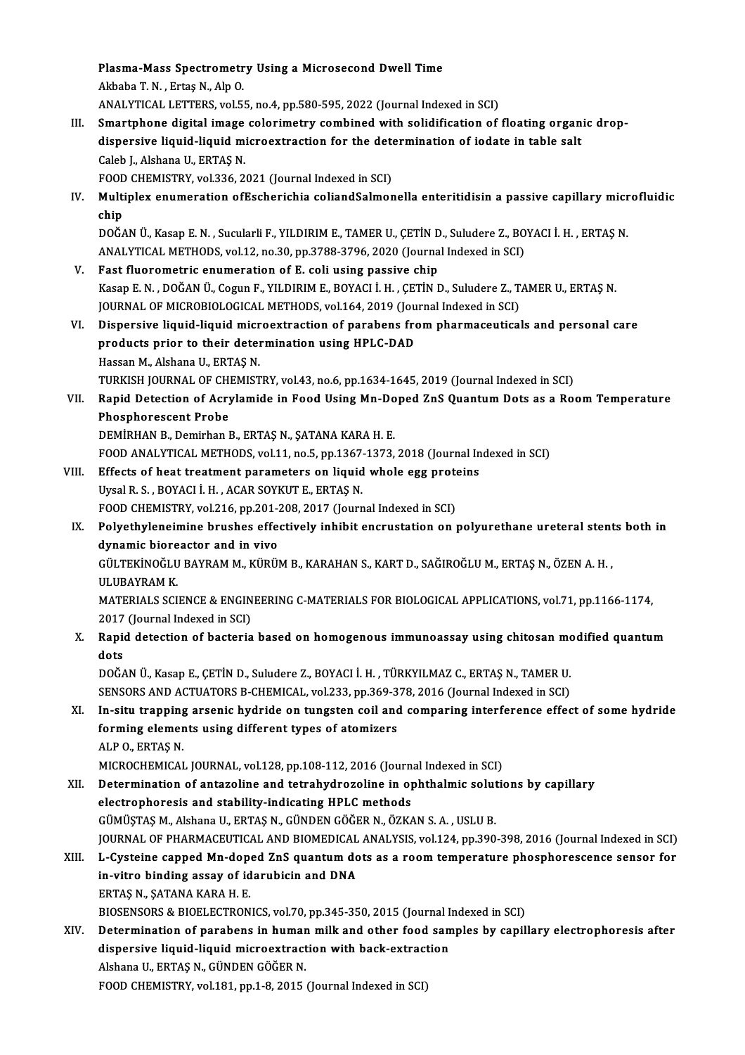**Plasma-Mass Spectrometry Using a Microsecond Dwell Time**
Akbaba T. N. , Ertaş N., Alp O.
ANALYTICAL LETTERS, vol.55, no.4, pp.580-595, 2022 (Journal Indexed in SCI)

III. **Smartphone digital image colorimetry combined with solidification of floating organic drop-dispersive liquid-liquid microextraction for the determination of iodate in table salt**
Caleb J., Alshana U., ERTAŞ N.
FOOD CHEMISTRY, vol.336, 2021 (Journal Indexed in SCI)

IV. **Multiplex enumeration ofEscherichia coliandSalmonella enteritidisin a passive capillary microfluidic chip**
DOĞAN Ü., Kasap E. N. , Sucularli F., YILDIRIM E., TAMER U., ÇETİN D., Suludere Z., BOYACI İ. H. , ERTAŞ N.
ANALYTICAL METHODS, vol.12, no.30, pp.3788-3796, 2020 (Journal Indexed in SCI)

V. **Fast fluorometric enumeration of E. coli using passive chip**
Kasap E. N. , DOĞAN Ü., Cogun F., YILDIRIM E., BOYACI İ. H. , ÇETİN D., Suludere Z., TAMER U., ERTAŞ N.
JOURNAL OF MICROBIOLOGICAL METHODS, vol.164, 2019 (Journal Indexed in SCI)

VI. **Dispersive liquid-liquid microextraction of parabens from pharmaceuticals and personal care products prior to their determination using HPLC-DAD**
Hassan M., Alshana U., ERTAŞ N.
TURKISH JOURNAL OF CHEMISTRY, vol.43, no.6, pp.1634-1645, 2019 (Journal Indexed in SCI)

VII. **Rapid Detection of Acrylamide in Food Using Mn-Doped ZnS Quantum Dots as a Room Temperature Phosphorescent Probe**
DEMİRHAN B., Demirhan B., ERTAŞ N., ŞATANA KARA H. E.
FOOD ANALYTICAL METHODS, vol.11, no.5, pp.1367-1373, 2018 (Journal Indexed in SCI)

VIII. **Effects of heat treatment parameters on liquid whole egg proteins**
Uysal R. S. , BOYACI İ. H. , ACAR SOYKUT E., ERTAŞ N.
FOOD CHEMISTRY, vol.216, pp.201-208, 2017 (Journal Indexed in SCI)

IX. **Polyethyleneimine brushes effectively inhibit encrustation on polyurethane ureteral stents both in dynamic bioreactor and in vivo**
GÜLTEKİNOĞLU BAYRAM M., KÜRÜM B., KARAHAN S., KART D., SAĞIROĞLU M., ERTAŞ N., ÖZEN A. H. , ULUBAYRAM K.
MATERIALS SCIENCE & ENGINEERING C-MATERIALS FOR BIOLOGICAL APPLICATIONS, vol.71, pp.1166-1174, 2017 (Journal Indexed in SCI)

X. **Rapid detection of bacteria based on homogenous immunoassay using chitosan modified quantum dots**
DOĞAN Ü., Kasap E., ÇETİN D., Suludere Z., BOYACI İ. H. , TÜRKYILMAZ C., ERTAŞ N., TAMER U.
SENSORS AND ACTUATORS B-CHEMICAL, vol.233, pp.369-378, 2016 (Journal Indexed in SCI)

XI. **In-situ trapping arsenic hydride on tungsten coil and comparing interference effect of some hydride forming elements using different types of atomizers**
ALP O., ERTAŞ N.
MICROCHEMICAL JOURNAL, vol.128, pp.108-112, 2016 (Journal Indexed in SCI)

XII. **Determination of antazoline and tetrahydrozoline in ophthalmic solutions by capillary electrophoresis and stability-indicating HPLC methods**
GÜMÜŞTAŞ M., Alshana U., ERTAŞ N., GÜNDEN GÖĞER N., ÖZKAN S. A. , USLU B.
JOURNAL OF PHARMACEUTICAL AND BIOMEDICAL ANALYSIS, vol.124, pp.390-398, 2016 (Journal Indexed in SCI)

XIII. **L-Cysteine capped Mn-doped ZnS quantum dots as a room temperature phosphorescence sensor for in-vitro binding assay of idarubicin and DNA**
ERTAŞ N., ŞATANA KARA H. E.
BIOSENSORS & BIOELECTRONICS, vol.70, pp.345-350, 2015 (Journal Indexed in SCI)

XIV. **Determination of parabens in human milk and other food samples by capillary electrophoresis after dispersive liquid-liquid microextraction with back-extraction**
Alshana U., ERTAŞ N., GÜNDEN GÖĞER N.
FOOD CHEMISTRY, vol.181, pp.1-8, 2015 (Journal Indexed in SCI)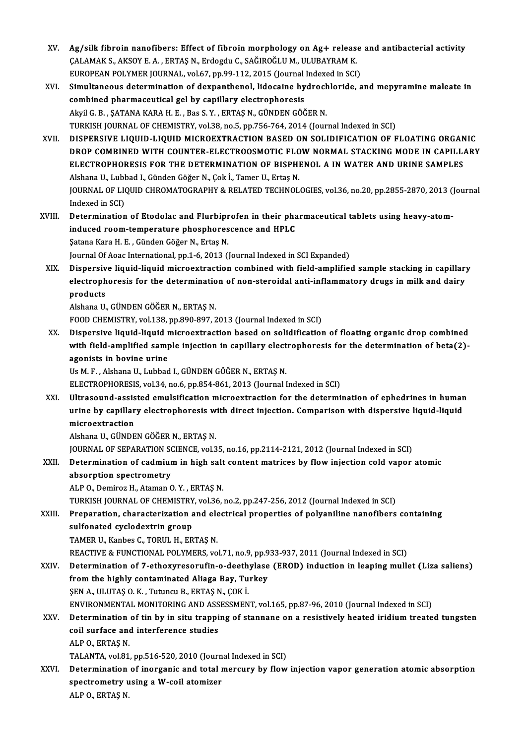XV. **Ag/silk fibroin nanofibers: Effect of fibroin morphology on Ag+ release and antibacterial activity**
ÇALAMAK S., AKSOY E. A. , ERTAŞ N., Erdogdu C., SAĞIROĞLU M., ULUBAYRAM K.
EUROPEAN POLYMER JOURNAL, vol.67, pp.99-112, 2015 (Journal Indexed in SCI)

XVI. **Simultaneous determination of dexpanthenol, lidocaine hydrochloride, and mepyramine maleate in combined pharmaceutical gel by capillary electrophoresis**
Akyil G. B. , ŞATANA KARA H. E. , Bas S. Y. , ERTAŞ N., GÜNDEN GÖĞER N.
TURKISH JOURNAL OF CHEMISTRY, vol.38, no.5, pp.756-764, 2014 (Journal Indexed in SCI)

XVII. **DISPERSIVE LIQUID-LIQUID MICROEXTRACTION BASED ON SOLIDIFICATION OF FLOATING ORGANIC DROP COMBINED WITH COUNTER-ELECTROOSMOTIC FLOW NORMAL STACKING MODE IN CAPILLARY ELECTROPHORESIS FOR THE DETERMINATION OF BISPHENOL A IN WATER AND URINE SAMPLES**
Alshana U., Lubbad I., Günden Göğer N., Çok İ., Tamer U., Ertaş N.
JOURNAL OF LIQUID CHROMATOGRAPHY & RELATED TECHNOLOGIES, vol.36, no.20, pp.2855-2870, 2013 (Journal Indexed in SCI)

XVIII. **Determination of Etodolac and Flurbiprofen in their pharmaceutical tablets using heavy-atom-induced room-temperature phosphorescence and HPLC**
Şatana Kara H. E. , Günden Göğer N., Ertaş N.
Journal Of Aoac International, pp.1-6, 2013 (Journal Indexed in SCI Expanded)

XIX. **Dispersive liquid-liquid microextraction combined with field-amplified sample stacking in capillary electrophoresis for the determination of non-steroidal anti-inflammatory drugs in milk and dairy products**
Alshana U., GÜNDEN GÖĞER N., ERTAŞ N.
FOOD CHEMISTRY, vol.138, pp.890-897, 2013 (Journal Indexed in SCI)

XX. **Dispersive liquid-liquid microextraction based on solidification of floating organic drop combined with field-amplified sample injection in capillary electrophoresis for the determination of beta(2)-agonists in bovine urine**
Us M. F. , Alshana U., Lubbad I., GÜNDEN GÖĞER N., ERTAŞ N.
ELECTROPHORESIS, vol.34, no.6, pp.854-861, 2013 (Journal Indexed in SCI)

XXI. **Ultrasound-assisted emulsification microextraction for the determination of ephedrines in human urine by capillary electrophoresis with direct injection. Comparison with dispersive liquid-liquid microextraction**
Alshana U., GÜNDEN GÖĞER N., ERTAŞ N.
JOURNAL OF SEPARATION SCIENCE, vol.35, no.16, pp.2114-2121, 2012 (Journal Indexed in SCI)

XXII. **Determination of cadmium in high salt content matrices by flow injection cold vapor atomic absorption spectrometry**
ALP O., Demiroz H., Ataman O. Y. , ERTAŞ N.
TURKISH JOURNAL OF CHEMISTRY, vol.36, no.2, pp.247-256, 2012 (Journal Indexed in SCI)

XXIII. **Preparation, characterization and electrical properties of polyaniline nanofibers containing sulfonated cyclodextrin group**
TAMER U., Kanbes C., TORUL H., ERTAŞ N.
REACTIVE & FUNCTIONAL POLYMERS, vol.71, no.9, pp.933-937, 2011 (Journal Indexed in SCI)

XXIV. **Determination of 7-ethoxyresorufin-o-deethylase (EROD) induction in leaping mullet (Liza saliens) from the highly contaminated Aliaga Bay, Turkey**
ŞEN A., ULUTAŞ O. K. , Tutuncu B., ERTAŞ N., ÇOK İ.
ENVIRONMENTAL MONITORING AND ASSESSMENT, vol.165, pp.87-96, 2010 (Journal Indexed in SCI)

XXV. **Determination of tin by in situ trapping of stannane on a resistively heated iridium treated tungsten coil surface and interference studies**
ALP O., ERTAŞ N.
TALANTA, vol.81, pp.516-520, 2010 (Journal Indexed in SCI)

XXVI. **Determination of inorganic and total mercury by flow injection vapor generation atomic absorption spectrometry using a W-coil atomizer**
ALP O., ERTAŞ N.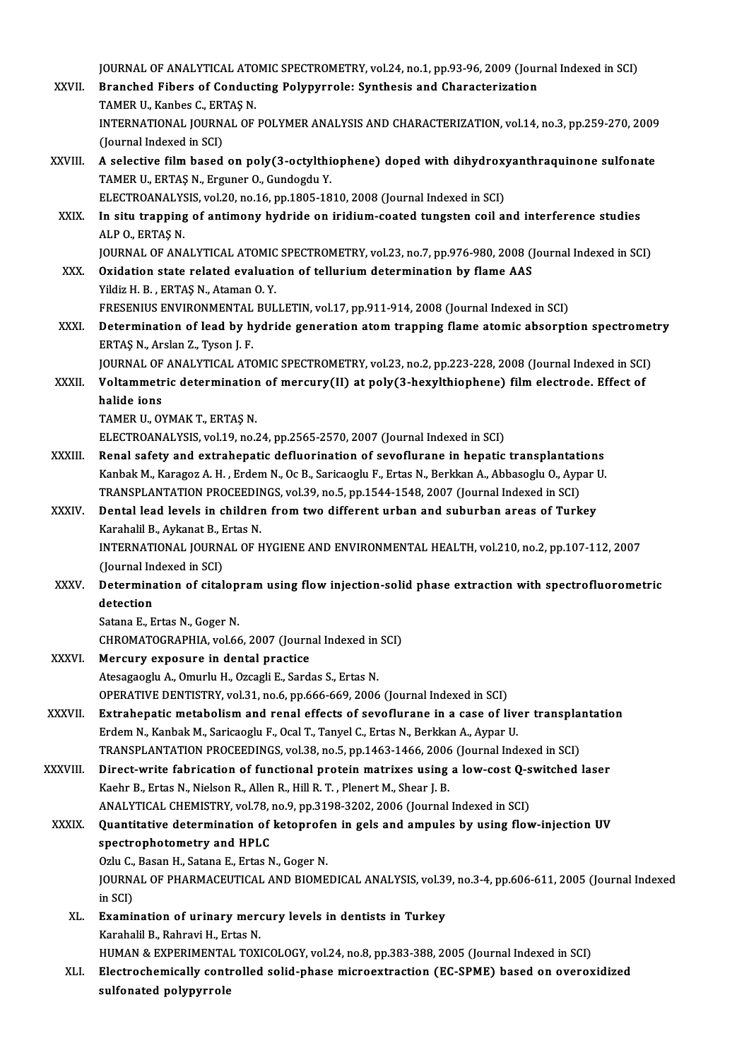JOURNAL OF ANALYTICAL ATOMIC SPECTROMETRY, vol.24, no.1, pp.93-96, 2009 (Journal Indexed in SCI)

XXVII. **Branched Fibers of Conducting Polypyrrole: Synthesis and Characterization**
TAMER U., Kanbes C., ERTAŞ N.
INTERNATIONAL JOURNAL OF POLYMER ANALYSIS AND CHARACTERIZATION, vol.14, no.3, pp.259-270, 2009 (Journal Indexed in SCI)

XXVIII. **A selective film based on poly(3-octylthiophene) doped with dihydroxyanthraquinone sulfonate**
TAMER U., ERTAŞ N., Erguner O., Gundogdu Y.
ELECTROANALYSIS, vol.20, no.16, pp.1805-1810, 2008 (Journal Indexed in SCI)

XXIX. **In situ trapping of antimony hydride on iridium-coated tungsten coil and interference studies**
ALP O., ERTAŞ N.
JOURNAL OF ANALYTICAL ATOMIC SPECTROMETRY, vol.23, no.7, pp.976-980, 2008 (Journal Indexed in SCI)

XXX. **Oxidation state related evaluation of tellurium determination by flame AAS**
Yildiz H. B. , ERTAŞ N., Ataman O. Y.
FRESENIUS ENVIRONMENTAL BULLETIN, vol.17, pp.911-914, 2008 (Journal Indexed in SCI)

XXXI. **Determination of lead by hydride generation atom trapping flame atomic absorption spectrometry**
ERTAŞ N., Arslan Z., Tyson J. F.
JOURNAL OF ANALYTICAL ATOMIC SPECTROMETRY, vol.23, no.2, pp.223-228, 2008 (Journal Indexed in SCI)

XXXII. **Voltammetric determination of mercury(II) at poly(3-hexylthiophene) film electrode. Effect of halide ions**
TAMER U., OYMAK T., ERTAŞ N.
ELECTROANALYSIS, vol.19, no.24, pp.2565-2570, 2007 (Journal Indexed in SCI)

XXXIII. **Renal safety and extrahepatic defluorination of sevoflurane in hepatic transplantations**
Kanbak M., Karagoz A. H. , Erdem N., Oc B., Saricaoglu F., Ertas N., Berkkan A., Abbasoglu O., Aypar U.
TRANSPLANTATION PROCEEDINGS, vol.39, no.5, pp.1544-1548, 2007 (Journal Indexed in SCI)

XXXIV. **Dental lead levels in children from two different urban and suburban areas of Turkey**
Karahalil B., Aykanat B., Ertas N.
INTERNATIONAL JOURNAL OF HYGIENE AND ENVIRONMENTAL HEALTH, vol.210, no.2, pp.107-112, 2007 (Journal Indexed in SCI)

XXXV. **Determination of citalopram using flow injection-solid phase extraction with spectrofluorometric detection**
Satana E., Ertas N., Goger N.
CHROMATOGRAPHIA, vol.66, 2007 (Journal Indexed in SCI)

XXXVI. **Mercury exposure in dental practice**
Atesagaoglu A., Omurlu H., Ozcagli E., Sardas S., Ertas N.
OPERATIVE DENTISTRY, vol.31, no.6, pp.666-669, 2006 (Journal Indexed in SCI)

XXXVII. **Extrahepatic metabolism and renal effects of sevoflurane in a case of liver transplantation**
Erdem N., Kanbak M., Saricaoglu F., Ocal T., Tanyel C., Ertas N., Berkkan A., Aypar U.
TRANSPLANTATION PROCEEDINGS, vol.38, no.5, pp.1463-1466, 2006 (Journal Indexed in SCI)

XXXVIII. **Direct-write fabrication of functional protein matrixes using a low-cost Q-switched laser**
Kaehr B., Ertas N., Nielson R., Allen R., Hill R. T. , Plenert M., Shear J. B.
ANALYTICAL CHEMISTRY, vol.78, no.9, pp.3198-3202, 2006 (Journal Indexed in SCI)

XXXIX. **Quantitative determination of ketoprofen in gels and ampules by using flow-injection UV spectrophotometry and HPLC**
Ozlu C., Basan H., Satana E., Ertas N., Goger N.
JOURNAL OF PHARMACEUTICAL AND BIOMEDICAL ANALYSIS, vol.39, no.3-4, pp.606-611, 2005 (Journal Indexed in SCI)

XL. **Examination of urinary mercury levels in dentists in Turkey**
Karahalil B., Rahravi H., Ertas N.
HUMAN & EXPERIMENTAL TOXICOLOGY, vol.24, no.8, pp.383-388, 2005 (Journal Indexed in SCI)

XLI. **Electrochemically controlled solid-phase microextraction (EC-SPME) based on overoxidized sulfonated polypyrrole**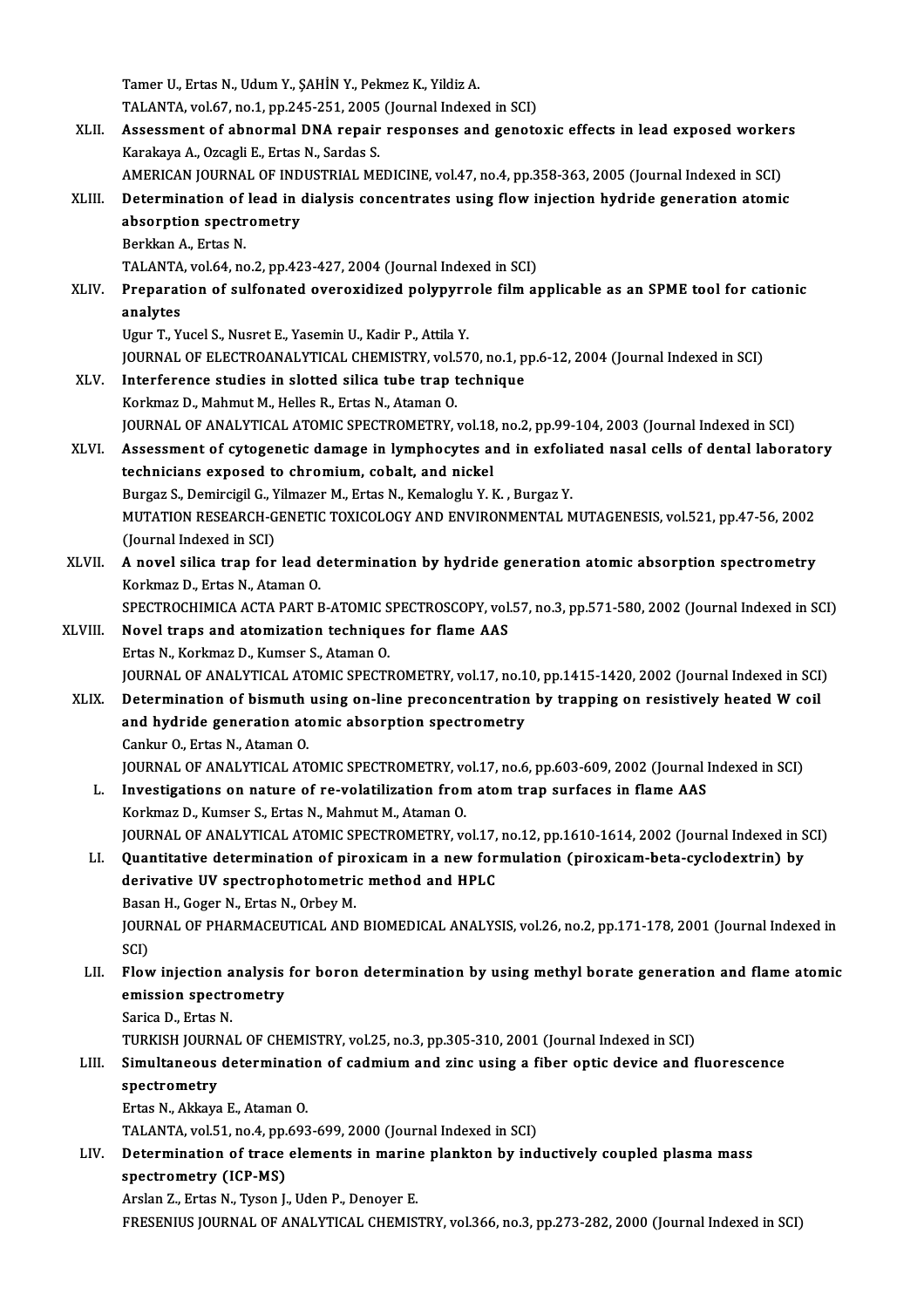Tamer U., Ertas N., Udum Y., ŞAHİN Y., Pekmez K., Yildiz A.
TALANTA, vol.67, no.1, pp.245-251, 2005 (Journal Indexed in SCI)

XLII. **Assessment of abnormal DNA repair responses and genotoxic effects in lead exposed workers**
Karakaya A., Ozcagli E., Ertas N., Sardas S.
AMERICAN JOURNAL OF INDUSTRIAL MEDICINE, vol.47, no.4, pp.358-363, 2005 (Journal Indexed in SCI)

XLIII. **Determination of lead in dialysis concentrates using flow injection hydride generation atomic absorption spectrometry**
Berkkan A., Ertas N.
TALANTA, vol.64, no.2, pp.423-427, 2004 (Journal Indexed in SCI)

XLIV. **Preparation of sulfonated overoxidized polypyrrole film applicable as an SPME tool for cationic analytes**
Ugur T., Yucel S., Nusret E., Yasemin U., Kadir P., Attila Y.
JOURNAL OF ELECTROANALYTICAL CHEMISTRY, vol.570, no.1, pp.6-12, 2004 (Journal Indexed in SCI)

XLV. **Interference studies in slotted silica tube trap technique**
Korkmaz D., Mahmut M., Helles R., Ertas N., Ataman O.
JOURNAL OF ANALYTICAL ATOMIC SPECTROMETRY, vol.18, no.2, pp.99-104, 2003 (Journal Indexed in SCI)

XLVI. **Assessment of cytogenetic damage in lymphocytes and in exfoliated nasal cells of dental laboratory technicians exposed to chromium, cobalt, and nickel**
Burgaz S., Demircigil G., Yilmazer M., Ertas N., Kemaloglu Y. K. , Burgaz Y.
MUTATION RESEARCH-GENETIC TOXICOLOGY AND ENVIRONMENTAL MUTAGENESIS, vol.521, pp.47-56, 2002 (Journal Indexed in SCI)

XLVII. **A novel silica trap for lead determination by hydride generation atomic absorption spectrometry**
Korkmaz D., Ertas N., Ataman O.
SPECTROCHIMICA ACTA PART B-ATOMIC SPECTROSCOPY, vol.57, no.3, pp.571-580, 2002 (Journal Indexed in SCI)

XLVIII. **Novel traps and atomization techniques for flame AAS**
Ertas N., Korkmaz D., Kumser S., Ataman O.
JOURNAL OF ANALYTICAL ATOMIC SPECTROMETRY, vol.17, no.10, pp.1415-1420, 2002 (Journal Indexed in SCI)

XLIX. **Determination of bismuth using on-line preconcentration by trapping on resistively heated W coil and hydride generation atomic absorption spectrometry**
Cankur O., Ertas N., Ataman O.
JOURNAL OF ANALYTICAL ATOMIC SPECTROMETRY, vol.17, no.6, pp.603-609, 2002 (Journal Indexed in SCI)

L. **Investigations on nature of re-volatilization from atom trap surfaces in flame AAS**
Korkmaz D., Kumser S., Ertas N., Mahmut M., Ataman O.
JOURNAL OF ANALYTICAL ATOMIC SPECTROMETRY, vol.17, no.12, pp.1610-1614, 2002 (Journal Indexed in SCI)

LI. **Quantitative determination of piroxicam in a new formulation (piroxicam-beta-cyclodextrin) by derivative UV spectrophotometric method and HPLC**
Basan H., Goger N., Ertas N., Orbey M.
JOURNAL OF PHARMACEUTICAL AND BIOMEDICAL ANALYSIS, vol.26, no.2, pp.171-178, 2001 (Journal Indexed in SCI)

LII. **Flow injection analysis for boron determination by using methyl borate generation and flame atomic emission spectrometry**
Sarica D., Ertas N.
TURKISH JOURNAL OF CHEMISTRY, vol.25, no.3, pp.305-310, 2001 (Journal Indexed in SCI)

LIII. **Simultaneous determination of cadmium and zinc using a fiber optic device and fluorescence spectrometry**
Ertas N., Akkaya E., Ataman O.
TALANTA, vol.51, no.4, pp.693-699, 2000 (Journal Indexed in SCI)

LIV. **Determination of trace elements in marine plankton by inductively coupled plasma mass spectrometry (ICP-MS)**
Arslan Z., Ertas N., Tyson J., Uden P., Denoyer E.
FRESENIUS JOURNAL OF ANALYTICAL CHEMISTRY, vol.366, no.3, pp.273-282, 2000 (Journal Indexed in SCI)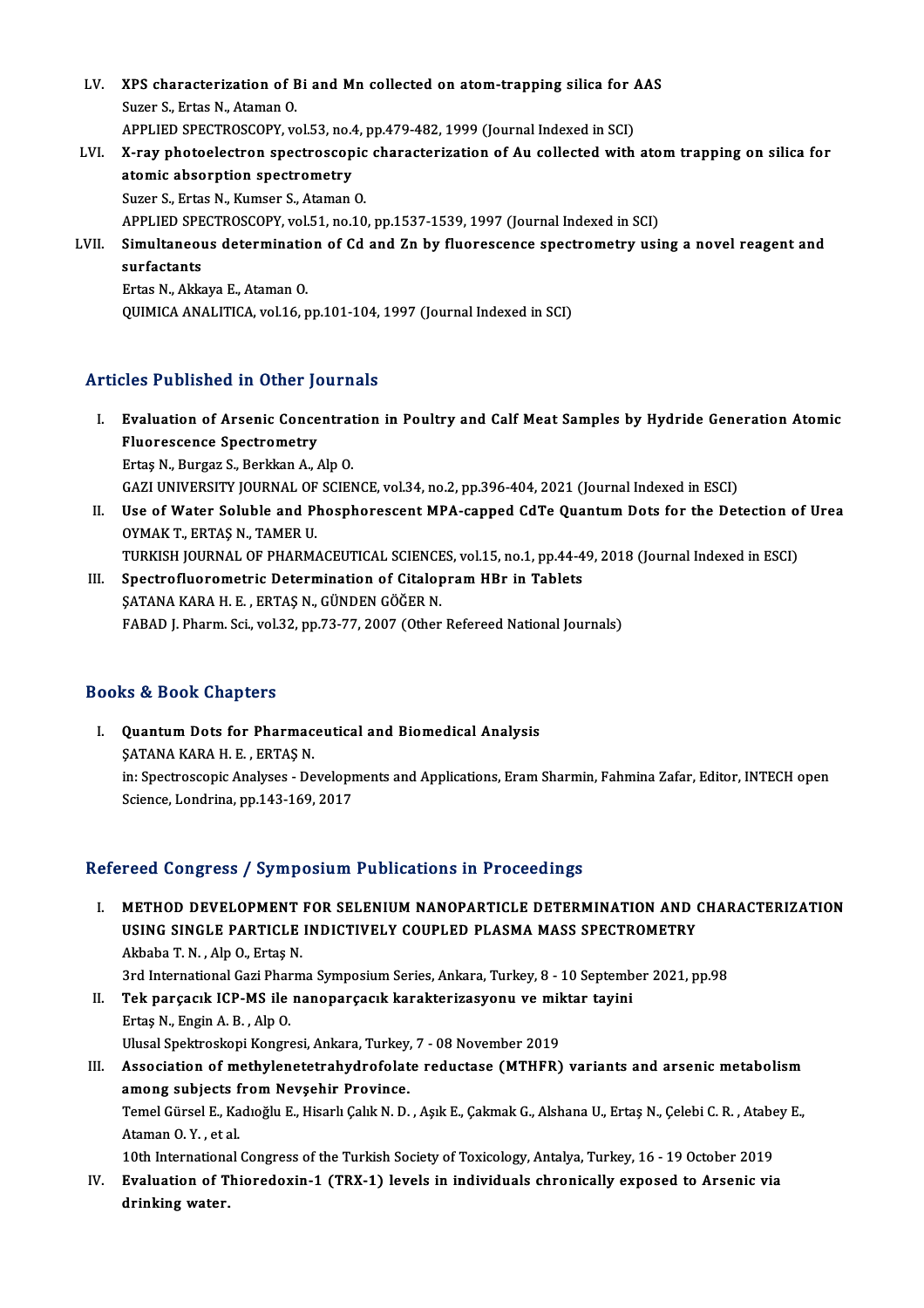LV. **XPS characterization of Bi and Mn collected on atom-trapping silica for AAS**
Suzer S., Ertas N., Ataman O.
APPLIED SPECTROSCOPY, vol.53, no.4, pp.479-482, 1999 (Journal Indexed in SCI)

LVI. **X-ray photoelectron spectroscopic characterization of Au collected with atom trapping on silica for atomic absorption spectrometry**
Suzer S., Ertas N., Kumser S., Ataman O.
APPLIED SPECTROSCOPY, vol.51, no.10, pp.1537-1539, 1997 (Journal Indexed in SCI)

LVII. **Simultaneous determination of Cd and Zn by fluorescence spectrometry using a novel reagent and surfactants**
Ertas N., Akkaya E., Ataman O.
QUIMICA ANALITICA, vol.16, pp.101-104, 1997 (Journal Indexed in SCI)

## Articles Published in Other Journals

I. **Evaluation of Arsenic Concentration in Poultry and Calf Meat Samples by Hydride Generation Atomic Fluorescence Spectrometry**
Ertaş N., Burgaz S., Berkkan A., Alp O.
GAZI UNIVERSITY JOURNAL OF SCIENCE, vol.34, no.2, pp.396-404, 2021 (Journal Indexed in ESCI)

II. **Use of Water Soluble and Phosphorescent MPA-capped CdTe Quantum Dots for the Detection of Urea**
OYMAK T., ERTAŞ N., TAMER U.
TURKISH JOURNAL OF PHARMACEUTICAL SCIENCES, vol.15, no.1, pp.44-49, 2018 (Journal Indexed in ESCI)

III. **Spectrofluorometric Determination of Citalopram HBr in Tablets**
ŞATANA KARA H. E. , ERTAŞ N., GÜNDEN GÖĞER N.
FABAD J. Pharm. Sci., vol.32, pp.73-77, 2007 (Other Refereed National Journals)

## Books & Book Chapters

I. **Quantum Dots for Pharmaceutical and Biomedical Analysis**
ŞATANA KARA H. E. , ERTAŞ N.
in: Spectroscopic Analyses - Developments and Applications, Eram Sharmin, Fahmina Zafar, Editor, INTECH open Science, Londrina, pp.143-169, 2017

## Refereed Congress / Symposium Publications in Proceedings

I. **METHOD DEVELOPMENT FOR SELENIUM NANOPARTICLE DETERMINATION AND CHARACTERIZATION USING SINGLE PARTICLE INDICTIVELY COUPLED PLASMA MASS SPECTROMETRY**
Akbaba T. N. , Alp O., Ertaş N.
3rd International Gazi Pharma Symposium Series, Ankara, Turkey, 8 - 10 September 2021, pp.98

II. **Tek parçacık ICP-MS ile nanoparçacık karakterizasyonu ve miktar tayini**
Ertaş N., Engin A. B. , Alp O.
Ulusal Spektroskopi Kongresi, Ankara, Turkey, 7 - 08 November 2019

III. **Association of methylenetetrahydrofolate reductase (MTHFR) variants and arsenic metabolism among subjects from Nevşehir Province.**
Temel Gürsel E., Kadıoğlu E., Hisarlı Çalık N. D. , Aşık E., Çakmak G., Alshana U., Ertaş N., Çelebi C. R. , Atabey E., Ataman O. Y. , et al.
10th International Congress of the Turkish Society of Toxicology, Antalya, Turkey, 16 - 19 October 2019

IV. **Evaluation of Thioredoxin-1 (TRX-1) levels in individuals chronically exposed to Arsenic via drinking water.**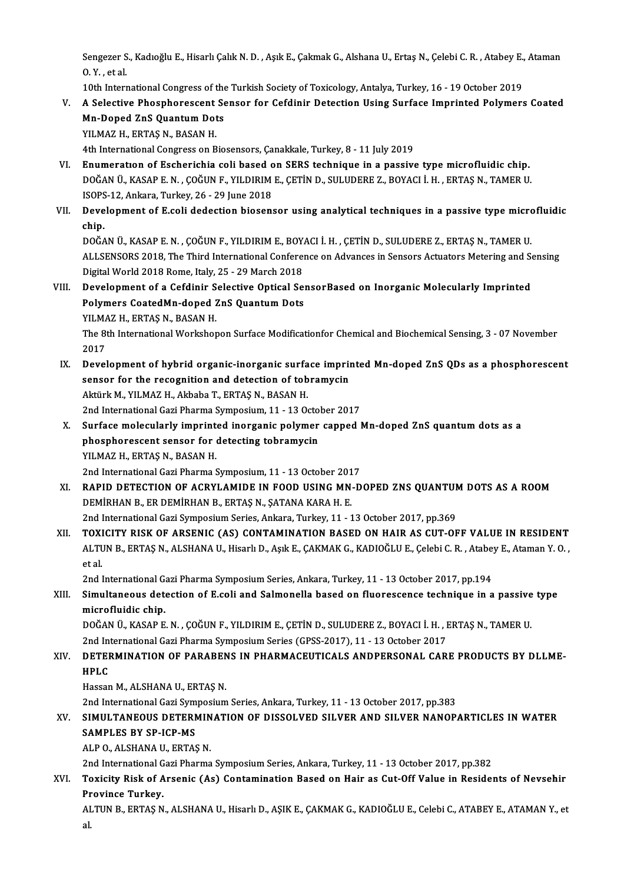Sengezer S., Kadıoğlu E., Hisarlı Çalık N. D. , Aşık E., Çakmak G., Alshana U., Ertaş N., Çelebi C. R. , Atabey E., Ataman O. Y. , et al.
10th International Congress of the Turkish Society of Toxicology, Antalya, Turkey, 16 - 19 October 2019

V. **A Selective Phosphorescent Sensor for Cefdinir Detection Using Surface Imprinted Polymers Coated Mn-Doped ZnS Quantum Dots**
YILMAZ H., ERTAŞ N., BASAN H.
4th International Congress on Biosensors, Çanakkale, Turkey, 8 - 11 July 2019

VI. **Enumeratıon of Escherichia coli based on SERS technique in a passive type microfluidic chip.**
DOĞAN Ü., KASAP E. N. , ÇOĞUN F., YILDIRIM E., ÇETİN D., SULUDERE Z., BOYACI İ. H. , ERTAŞ N., TAMER U.
ISOPS-12, Ankara, Turkey, 26 - 29 June 2018

VII. **Development of E.coli dedection biosensor using analytical techniques in a passive type microfluidic chip.**
DOĞAN Ü., KASAP E. N. , ÇOĞUN F., YILDIRIM E., BOYACI İ. H. , ÇETİN D., SULUDERE Z., ERTAŞ N., TAMER U.
ALLSENSORS 2018, The Third International Conference on Advances in Sensors Actuators Metering and Sensing Digital World 2018 Rome, Italy, 25 - 29 March 2018

VIII. **Development of a Cefdinir Selective Optical SensorBased on Inorganic Molecularly Imprinted Polymers CoatedMn-doped ZnS Quantum Dots**
YILMAZ H., ERTAŞ N., BASAN H.
The 8th International Workshopon Surface Modificationfor Chemical and Biochemical Sensing, 3 - 07 November 2017

IX. **Development of hybrid organic-inorganic surface imprinted Mn-doped ZnS QDs as a phosphorescent sensor for the recognition and detection of tobramycin**
Aktürk M., YILMAZ H., Akbaba T., ERTAŞ N., BASAN H.
2nd International Gazi Pharma Symposium, 11 - 13 October 2017

X. **Surface molecularly imprinted inorganic polymer capped Mn-doped ZnS quantum dots as a phosphorescent sensor for detecting tobramycin**
YILMAZ H., ERTAŞ N., BASAN H.
2nd International Gazi Pharma Symposium, 11 - 13 October 2017

XI. **RAPID DETECTION OF ACRYLAMIDE IN FOOD USING MN-DOPED ZNS QUANTUM DOTS AS A ROOM**
DEMİRHAN B., ER DEMİRHAN B., ERTAŞ N., ŞATANA KARA H. E.
2nd International Gazi Symposium Series, Ankara, Turkey, 11 - 13 October 2017, pp.369

XII. **TOXICITY RISK OF ARSENIC (AS) CONTAMINATION BASED ON HAIR AS CUT-OFF VALUE IN RESIDENT**
ALTUN B., ERTAŞ N., ALSHANA U., Hisarlı D., Aşık E., ÇAKMAK G., KADIOĞLU E., Çelebi C. R. , Atabey E., Ataman Y. O. , et al.
2nd International Gazi Pharma Symposium Series, Ankara, Turkey, 11 - 13 October 2017, pp.194

XIII. **Simultaneous detection of E.coli and Salmonella based on fluorescence technique in a passive type microfluidic chip.**
DOĞAN Ü., KASAP E. N. , ÇOĞUN F., YILDIRIM E., ÇETİN D., SULUDERE Z., BOYACI İ. H. , ERTAŞ N., TAMER U.
2nd International Gazi Pharma Symposium Series (GPSS-2017), 11 - 13 October 2017

XIV. **DETERMINATION OF PARABENS IN PHARMACEUTICALS ANDPERSONAL CARE PRODUCTS BY DLLME-HPLC**
Hassan M., ALSHANA U., ERTAŞ N.
2nd International Gazi Symposium Series, Ankara, Turkey, 11 - 13 October 2017, pp.383

XV. **SIMULTANEOUS DETERMINATION OF DISSOLVED SILVER AND SILVER NANOPARTICLES IN WATER SAMPLES BY SP-ICP-MS**
ALP O., ALSHANA U., ERTAŞ N.
2nd International Gazi Pharma Symposium Series, Ankara, Turkey, 11 - 13 October 2017, pp.382

XVI. **Toxicity Risk of Arsenic (As) Contamination Based on Hair as Cut-Off Value in Residents of Nevsehir Province Turkey.**
ALTUN B., ERTAŞ N., ALSHANA U., Hisarlı D., AŞIK E., ÇAKMAK G., KADIOĞLU E., Celebi C., ATABEY E., ATAMAN Y., et al.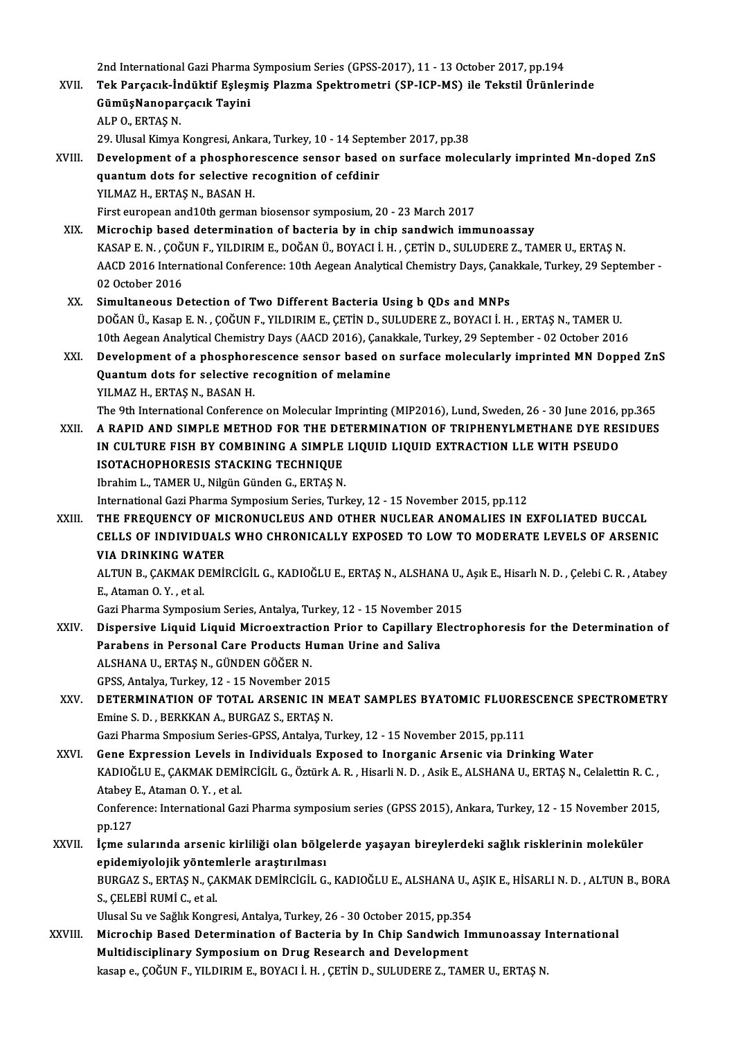2nd International Gazi Pharma Symposium Series (GPSS-2017), 11 - 13 October 2017, pp.194

XVII. **Tek Parçacık-İndüktif Eşleşmiş Plazma Spektrometri (SP-ICP-MS) ile Tekstil Ürünlerinde GümüşNanoparçacık Tayini**
ALP O., ERTAŞ N.
29. Ulusal Kimya Kongresi, Ankara, Turkey, 10 - 14 September 2017, pp.38

XVIII. **Development of a phosphorescence sensor based on surface molecularly imprinted Mn-doped ZnS quantum dots for selective recognition of cefdinir**
YILMAZ H., ERTAŞ N., BASAN H.
First european and10th german biosensor symposium, 20 - 23 March 2017

XIX. **Microchip based determination of bacteria by in chip sandwich immunoassay**
KASAP E. N. , ÇOĞUN F., YILDIRIM E., DOĞAN Ü., BOYACI İ. H. , ÇETİN D., SULUDERE Z., TAMER U., ERTAŞ N.
AACD 2016 International Conference: 10th Aegean Analytical Chemistry Days, Çanakkale, Turkey, 29 September - 02 October 2016

XX. **Simultaneous Detection of Two Different Bacteria Using b QDs and MNPs**
DOĞAN Ü., Kasap E. N. , ÇOĞUN F., YILDIRIM E., ÇETİN D., SULUDERE Z., BOYACI İ. H. , ERTAŞ N., TAMER U.
10th Aegean Analytical Chemistry Days (AACD 2016), Çanakkale, Turkey, 29 September - 02 October 2016

XXI. **Development of a phosphorescence sensor based on surface molecularly imprinted MN Dopped ZnS Quantum dots for selective recognition of melamine**
YILMAZ H., ERTAŞ N., BASAN H.
The 9th International Conference on Molecular Imprinting (MIP2016), Lund, Sweden, 26 - 30 June 2016, pp.365

XXII. **A RAPID AND SIMPLE METHOD FOR THE DETERMINATION OF TRIPHENYLMETHANE DYE RESIDUES IN CULTURE FISH BY COMBINING A SIMPLE LIQUID LIQUID EXTRACTION LLE WITH PSEUDO ISOTACHOPHORESIS STACKING TECHNIQUE**
Ibrahim L., TAMER U., Nilgün Günden G., ERTAŞ N.
International Gazi Pharma Symposium Series, Turkey, 12 - 15 November 2015, pp.112

XXIII. **THE FREQUENCY OF MICRONUCLEUS AND OTHER NUCLEAR ANOMALIES IN EXFOLIATED BUCCAL CELLS OF INDIVIDUALS WHO CHRONICALLY EXPOSED TO LOW TO MODERATE LEVELS OF ARSENIC VIA DRINKING WATER**
ALTUN B., ÇAKMAK DEMİRCİGİL G., KADIOĞLU E., ERTAŞ N., ALSHANA U., Aşık E., Hisarlı N. D. , Çelebi C. R. , Atabey E., Ataman O. Y. , et al.
Gazi Pharma Symposium Series, Antalya, Turkey, 12 - 15 November 2015

XXIV. **Dispersive Liquid Liquid Microextraction Prior to Capillary Electrophoresis for the Determination of Parabens in Personal Care Products Human Urine and Saliva**
ALSHANA U., ERTAŞ N., GÜNDEN GÖĞER N.
GPSS, Antalya, Turkey, 12 - 15 November 2015

XXV. **DETERMINATION OF TOTAL ARSENIC IN MEAT SAMPLES BYATOMIC FLUORESCENCE SPECTROMETRY**
Emine S. D. , BERKKAN A., BURGAZ S., ERTAŞ N.
Gazi Pharma Smposium Series-GPSS, Antalya, Turkey, 12 - 15 November 2015, pp.111

XXVI. **Gene Expression Levels in Individuals Exposed to Inorganic Arsenic via Drinking Water**
KADIOĞLU E., ÇAKMAK DEMİRCİGİL G., Öztürk A. R. , Hisarli N. D. , Asik E., ALSHANA U., ERTAŞ N., Celalettin R. C. , Atabey E., Ataman O. Y. , et al.
Conference: International Gazi Pharma symposium series (GPSS 2015), Ankara, Turkey, 12 - 15 November 2015, pp.127

XXVII. **İçme sularında arsenic kirliliği olan bölgelerde yaşayan bireylerdeki sağlık risklerinin moleküler epidemiyolojik yöntemlerle araştırılması**
BURGAZ S., ERTAŞ N., ÇAKMAK DEMİRCİGİL G., KADIOĞLU E., ALSHANA U., AŞIK E., HİSARLI N. D. , ALTUN B., BORA S., ÇELEBİ RUMİ C., et al.
Ulusal Su ve Sağlık Kongresi, Antalya, Turkey, 26 - 30 October 2015, pp.354

XXVIII. **Microchip Based Determination of Bacteria by In Chip Sandwich Immunoassay International Multidisciplinary Symposium on Drug Research and Development**
kasap e., ÇOĞUN F., YILDIRIM E., BOYACI İ. H. , ÇETİN D., SULUDERE Z., TAMER U., ERTAŞ N.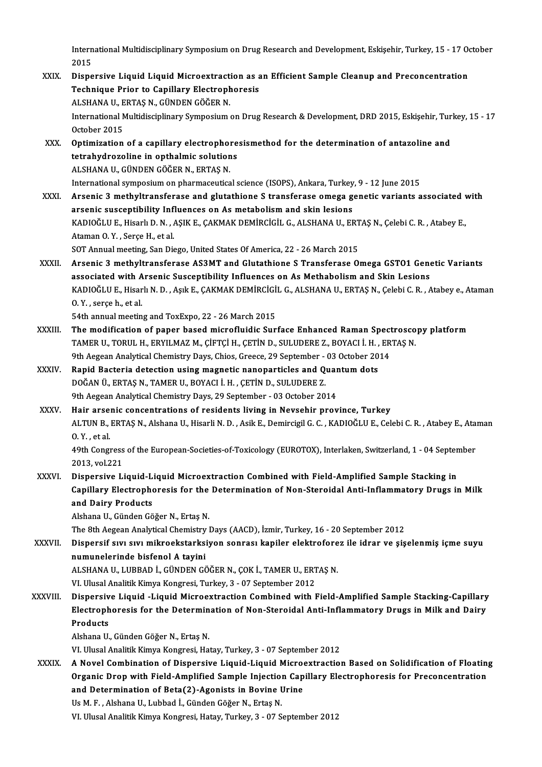International Multidisciplinary Symposium on Drug Research and Development, Eskişehir, Turkey, 15 - 17 October 2015

XXIX. **Dispersive Liquid Liquid Microextraction as an Efficient Sample Cleanup and Preconcentration Technique Prior to Capillary Electrophoresis**
ALSHANA U., ERTAŞ N., GÜNDEN GÖĞER N.
International Multidisciplinary Symposium on Drug Research & Development, DRD 2015, Eskişehir, Turkey, 15 - 17 October 2015

XXX. **Optimization of a capillary electrophoresismethod for the determination of antazoline and tetrahydrozoline in opthalmic solutions**
ALSHANA U., GÜNDEN GÖĞER N., ERTAŞ N.
International symposium on pharmaceutical science (ISOPS), Ankara, Turkey, 9 - 12 June 2015

XXXI. **Arsenic 3 methyltransferase and glutathione S transferase omega genetic variants associated with arsenic susceptibility Influences on As metabolism and skin lesions**
KADIOĞLU E., Hisarlı D. N. , AŞIK E., ÇAKMAK DEMİRCİGİL G., ALSHANA U., ERTAŞ N., Çelebi C. R. , Atabey E., Ataman O. Y. , Serçe H., et al.
SOT Annual meeting, San Diego, United States Of America, 22 - 26 March 2015

XXXII. **Arsenic 3 methyltransferase AS3MT and Glutathione S Transferase Omega GSTO1 Genetic Variants associated with Arsenic Susceptibility Influences on As Methabolism and Skin Lesions**
KADIOĞLU E., Hisarlı N. D. , Aşık E., ÇAKMAK DEMİRCİGİL G., ALSHANA U., ERTAŞ N., Çelebi C. R. , Atabey e., Ataman O. Y. , serçe h., et al.
54th annual meeting and ToxExpo, 22 - 26 March 2015

XXXIII. **The modification of paper based microfluidic Surface Enhanced Raman Spectroscopy platform**
TAMER U., TORUL H., ERYILMAZ M., ÇİFTÇİ H., ÇETİN D., SULUDERE Z., BOYACI İ. H. , ERTAŞ N.
9th Aegean Analytical Chemistry Days, Chios, Greece, 29 September - 03 October 2014

XXXIV. **Rapid Bacteria detection using magnetic nanoparticles and Quantum dots**
DOĞAN Ü., ERTAŞ N., TAMER U., BOYACI İ. H. , ÇETİN D., SULUDERE Z.
9th Aegean Analytical Chemistry Days, 29 September - 03 October 2014

XXXV. **Hair arsenic concentrations of residents living in Nevsehir province, Turkey**
ALTUN B., ERTAŞ N., Alshana U., Hisarli N. D. , Asik E., Demircigil G. C. , KADIOĞLU E., Celebi C. R. , Atabey E., Ataman O. Y. , et al.
49th Congress of the European-Societies-of-Toxicology (EUROTOX), Interlaken, Switzerland, 1 - 04 September 2013, vol.221

XXXVI. **Dispersive Liquid-Liquid Microextraction Combined with Field-Amplified Sample Stacking in Capillary Electrophoresis for the Determination of Non-Steroidal Anti-Inflammatory Drugs in Milk and Dairy Products**
Alshana U., Günden Göğer N., Ertaş N.
The 8th Aegean Analytical Chemistry Days (AACD), İzmir, Turkey, 16 - 20 September 2012

XXXVII. **Dispersif sıvı sıvı mikroekstarksiyon sonrası kapiler elektroforez ile idrar ve şişelenmiş içme suyu numunelerinde bisfenol A tayini**
ALSHANA U., LUBBAD İ., GÜNDEN GÖĞER N., ÇOK İ., TAMER U., ERTAŞ N.
VI. Ulusal Analitik Kimya Kongresi, Turkey, 3 - 07 September 2012

XXXVIII. **Dispersive Liquid -Liquid Microextraction Combined with Field-Amplified Sample Stacking-Capillary Electrophoresis for the Determination of Non-Steroidal Anti-Inflammatory Drugs in Milk and Dairy Products**
Alshana U., Günden Göğer N., Ertaş N.
VI. Ulusal Analitik Kimya Kongresi, Hatay, Turkey, 3 - 07 September 2012

XXXIX. **A Novel Combination of Dispersive Liquid-Liquid Microextraction Based on Solidification of Floating Organic Drop with Field-Amplified Sample Injection Capillary Electrophoresis for Preconcentration and Determination of Beta(2)-Agonists in Bovine Urine**
Us M. F. , Alshana U., Lubbad İ., Günden Göğer N., Ertaş N.
VI. Ulusal Analitik Kimya Kongresi, Hatay, Turkey, 3 - 07 September 2012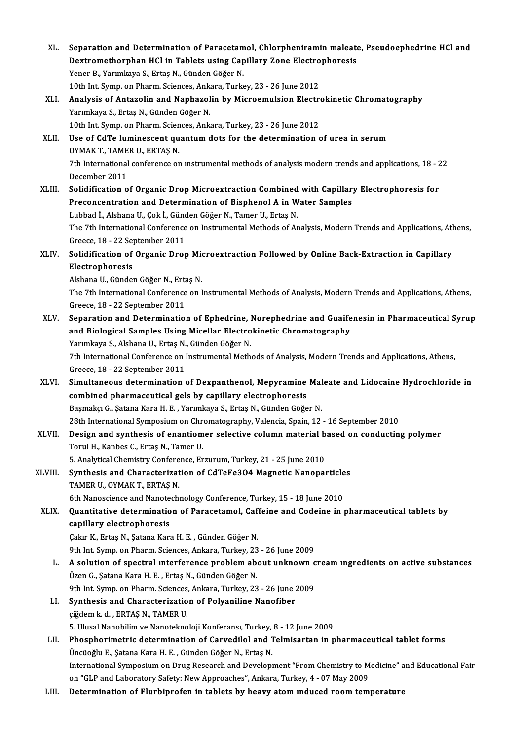XL. **Separation and Determination of Paracetamol, Chlorpheniramin maleate, Pseudoephedrine HCl and Dextromethorphan HCl in Tablets using Capillary Zone Electrophoresis**
Yener B., Yarımkaya S., Ertaş N., Günden Göğer N.
10th Int. Symp. on Pharm. Sciences, Ankara, Turkey, 23 - 26 June 2012

XLI. **Analysis of Antazolin and Naphazolin by Microemulsion Electrokinetic Chromatography**
Yarımkaya S., Ertaş N., Günden Göğer N.
10th Int. Symp. on Pharm. Sciences, Ankara, Turkey, 23 - 26 June 2012

XLII. **Use of CdTe luminescent quantum dots for the determination of urea in serum**
OYMAK T., TAMER U., ERTAŞ N.
7th International conference on ınstrumental methods of analysis modern trends and applications, 18 - 22 December 2011

XLIII. **Solidification of Organic Drop Microextraction Combined with Capillary Electrophoresis for Preconcentration and Determination of Bisphenol A in Water Samples**
Lubbad İ., Alshana U., Çok İ., Günden Göğer N., Tamer U., Ertaş N.
The 7th International Conference on Instrumental Methods of Analysis, Modern Trends and Applications, Athens, Greece, 18 - 22 September 2011

XLIV. **Solidification of Organic Drop Microextraction Followed by Online Back-Extraction in Capillary Electrophoresis**
Alshana U., Günden Göğer N., Ertaş N.
The 7th International Conference on Instrumental Methods of Analysis, Modern Trends and Applications, Athens, Greece, 18 - 22 September 2011

XLV. **Separation and Determination of Ephedrine, Norephedrine and Guaifenesin in Pharmaceutical Syrup and Biological Samples Using Micellar Electrokinetic Chromatography**
Yarımkaya S., Alshana U., Ertaş N., Günden Göğer N.
7th International Conference on Instrumental Methods of Analysis, Modern Trends and Applications, Athens, Greece, 18 - 22 September 2011

XLVI. **Simultaneous determination of Dexpanthenol, Mepyramine Maleate and Lidocaine Hydrochloride in combined pharmaceutical gels by capillary electrophoresis**
Başmakçı G., Şatana Kara H. E. , Yarımkaya S., Ertaş N., Günden Göğer N.
28th International Symposium on Chromatography, Valencia, Spain, 12 - 16 September 2010

XLVII. **Design and synthesis of enantiomer selective column material based on conducting polymer**
Torul H., Kanbes C., Ertaş N., Tamer U.
5. Analytical Chemistry Conference, Erzurum, Turkey, 21 - 25 June 2010

XLVIII. **Synthesis and Characterization of CdTeFe3O4 Magnetic Nanoparticles**
TAMER U., OYMAK T., ERTAŞ N.
6th Nanoscience and Nanotechnology Conference, Turkey, 15 - 18 June 2010

XLIX. **Quantitative determination of Paracetamol, Caffeine and Codeine in pharmaceutical tablets by capillary electrophoresis**
Çakır K., Ertaş N., Şatana Kara H. E. , Günden Göğer N.
9th Int. Symp. on Pharm. Sciences, Ankara, Turkey, 23 - 26 June 2009

L. **A solution of spectral ınterference problem about unknown cream ıngredients on active substances**
Özen G., Şatana Kara H. E. , Ertaş N., Günden Göğer N.
9th Int. Symp. on Pharm. Sciences, Ankara, Turkey, 23 - 26 June 2009

LI. **Synthesis and Characterization of Polyaniline Nanofiber**
çiğdem k. d. , ERTAŞ N., TAMER U.
5. Ulusal Nanobilim ve Nanoteknoloji Konferansı, Turkey, 8 - 12 June 2009

LII. **Phosphorimetric determination of Carvedilol and Telmisartan in pharmaceutical tablet forms**
Üncüoğlu E., Şatana Kara H. E. , Günden Göğer N., Ertaş N.
International Symposium on Drug Research and Development "From Chemistry to Medicine" and Educational Fair on "GLP and Laboratory Safety: New Approaches", Ankara, Turkey, 4 - 07 May 2009

LIII. **Determination of Flurbiprofen in tablets by heavy atom ınduced room temperature**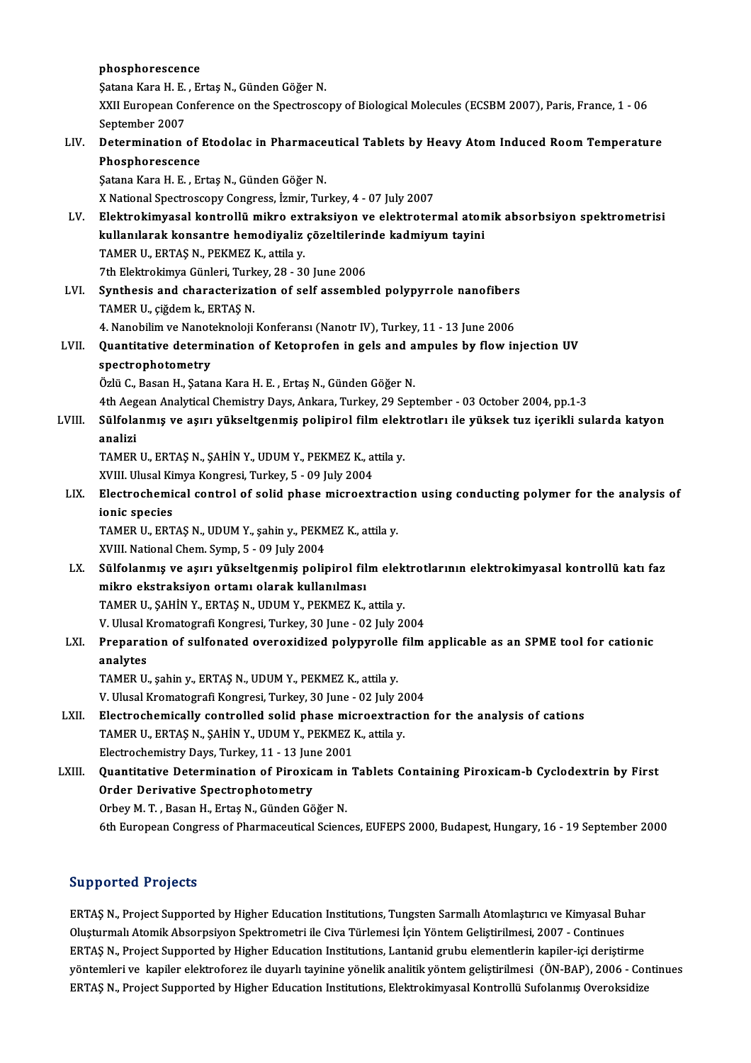**phosphorescence**
Şatana Kara H. E. , Ertaş N., Günden Göğer N.
XXII European Conference on the Spectroscopy of Biological Molecules (ECSBM 2007), Paris, France, 1 - 06 September 2007

LIV. **Determination of Etodolac in Pharmaceutical Tablets by Heavy Atom Induced Room Temperature Phosphorescence**
Şatana Kara H. E. , Ertaş N., Günden Göğer N.
X National Spectroscopy Congress, İzmir, Turkey, 4 - 07 July 2007

LV. **Elektrokimyasal kontrollü mikro extraksiyon ve elektrotermal atomik absorbsiyon spektrometrisi kullanılarak konsantre hemodiyaliz çözeltilerinde kadmiyum tayini**
TAMER U., ERTAŞ N., PEKMEZ K., attila y.
7th Elektrokimya Günleri, Turkey, 28 - 30 June 2006

LVI. **Synthesis and characterization of self assembled polypyrrole nanofibers**
TAMER U., çiğdem k., ERTAŞ N.
4. Nanobilim ve Nanoteknoloji Konferansı (Nanotr IV), Turkey, 11 - 13 June 2006

LVII. **Quantitative determination of Ketoprofen in gels and ampules by flow injection UV spectrophotometry**
Özlü C., Basan H., Şatana Kara H. E. , Ertaş N., Günden Göğer N.
4th Aegean Analytical Chemistry Days, Ankara, Turkey, 29 September - 03 October 2004, pp.1-3

LVIII. **Sülfolanmış ve aşırı yükseltgenmiş polipirol film elektrotları ile yüksek tuz içerikli sularda katyon analizi**
TAMER U., ERTAŞ N., ŞAHİN Y., UDUM Y., PEKMEZ K., attila y.
XVIII. Ulusal Kimya Kongresi, Turkey, 5 - 09 July 2004

LIX. **Electrochemical control of solid phase microextraction using conducting polymer for the analysis of ionic species**
TAMER U., ERTAŞ N., UDUM Y., şahin y., PEKMEZ K., attila y.
XVIII. National Chem. Symp, 5 - 09 July 2004

LX. **Sülfolanmış ve aşırı yükseltgenmiş polipirol film elektrotlarının elektrokimyasal kontrollü katı faz mikro ekstraksiyon ortamı olarak kullanılması**
TAMER U., ŞAHİN Y., ERTAŞ N., UDUM Y., PEKMEZ K., attila y.
V. Ulusal Kromatografi Kongresi, Turkey, 30 June - 02 July 2004

LXI. **Preparation of sulfonated overoxidized polypyrolle film applicable as an SPME tool for cationic analytes**
TAMER U., şahin y., ERTAŞ N., UDUM Y., PEKMEZ K., attila y.
V. Ulusal Kromatografi Kongresi, Turkey, 30 June - 02 July 2004

LXII. **Electrochemically controlled solid phase microextraction for the analysis of cations**
TAMER U., ERTAŞ N., ŞAHİN Y., UDUM Y., PEKMEZ K., attila y.
Electrochemistry Days, Turkey, 11 - 13 June 2001

LXIII. **Quantitative Determination of Piroxicam in Tablets Containing Piroxicam-b Cyclodextrin by First Order Derivative Spectrophotometry**
Orbey M. T. , Basan H., Ertaş N., Günden Göğer N.
6th European Congress of Pharmaceutical Sciences, EUFEPS 2000, Budapest, Hungary, 16 - 19 September 2000

## Supported Projects

ERTAŞ N., Project Supported by Higher Education Institutions, Tungsten Sarmallı Atomlaştırıcı ve Kimyasal Buhar Oluşturmalı Atomik Absorpsiyon Spektrometri ile Civa Türlemesi İçin Yöntem Geliştirilmesi, 2007 - Continues

ERTAŞ N., Project Supported by Higher Education Institutions, Lantanid grubu elementlerin kapiler-içi deriştirme yöntemleri ve kapiler elektroforez ile duyarlı tayinine yönelik analitik yöntem geliştirilmesi (ÖN-BAP), 2006 - Continues

ERTAŞ N., Project Supported by Higher Education Institutions, Elektrokimyasal Kontrollü Sufolanmış Overoksidize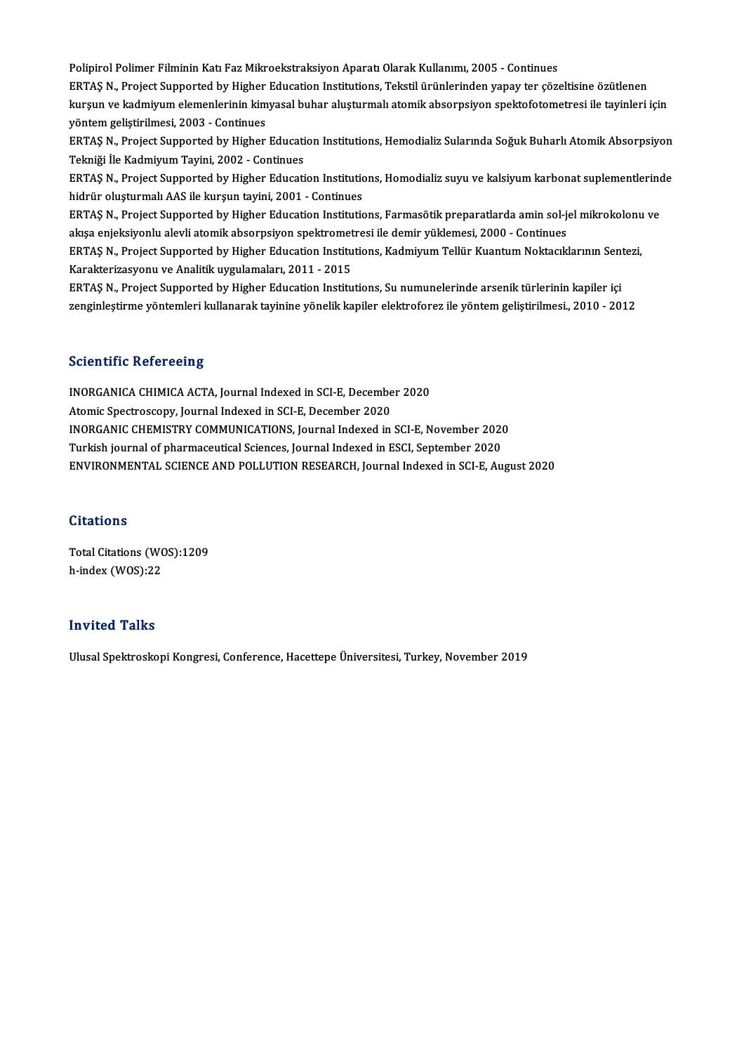Polipirol Polimer Filminin Katı Faz Mikroekstraksiyon Aparatı Olarak Kullanımı, 2005 - Continues

ERTAŞ N., Project Supported by Higher Education Institutions, Tekstil ürünlerinden yapay ter çözeltisine özütlenen kurşun ve kadmiyum elemenlerinin kimyasal buhar aluşturmalı atomik absorpsiyon spektofotometresi ile tayinleri için yöntem geliştirilmesi, 2003 - Continues

ERTAŞ N., Project Supported by Higher Education Institutions, Hemodializ Sularında Soğuk Buharlı Atomik Absorpsiyon Tekniği İle Kadmiyum Tayini, 2002 - Continues

ERTAŞ N., Project Supported by Higher Education Institutions, Homodializ suyu ve kalsiyum karbonat suplementlerinde hidrür oluşturmalı AAS ile kurşun tayini, 2001 - Continues

ERTAŞ N., Project Supported by Higher Education Institutions, Farmasötik preparatlarda amin sol-jel mikrokolonu ve akışa enjeksiyonlu alevli atomik absorpsiyon spektrometresi ile demir yüklemesi, 2000 - Continues

ERTAŞ N., Project Supported by Higher Education Institutions, Kadmiyum Tellür Kuantum Noktacıklarının Sentezi, Karakterizasyonu ve Analitik uygulamaları, 2011 - 2015

ERTAŞ N., Project Supported by Higher Education Institutions, Su numunelerinde arsenik türlerinin kapiler içi zenginleştirme yöntemleri kullanarak tayinine yönelik kapiler elektroforez ile yöntem geliştirilmesi., 2010 - 2012

## Scientific Refereeing

INORGANICA CHIMICA ACTA, Journal Indexed in SCI-E, December 2020

Atomic Spectroscopy, Journal Indexed in SCI-E, December 2020

INORGANIC CHEMISTRY COMMUNICATIONS, Journal Indexed in SCI-E, November 2020

Turkish journal of pharmaceutical Sciences, Journal Indexed in ESCI, September 2020

ENVIRONMENTAL SCIENCE AND POLLUTION RESEARCH, Journal Indexed in SCI-E, August 2020

## Citations

Total Citations (WOS):1209

h-index (WOS):22

## Invited Talks

Ulusal Spektroskopi Kongresi, Conference, Hacettepe Üniversitesi, Turkey, November 2019